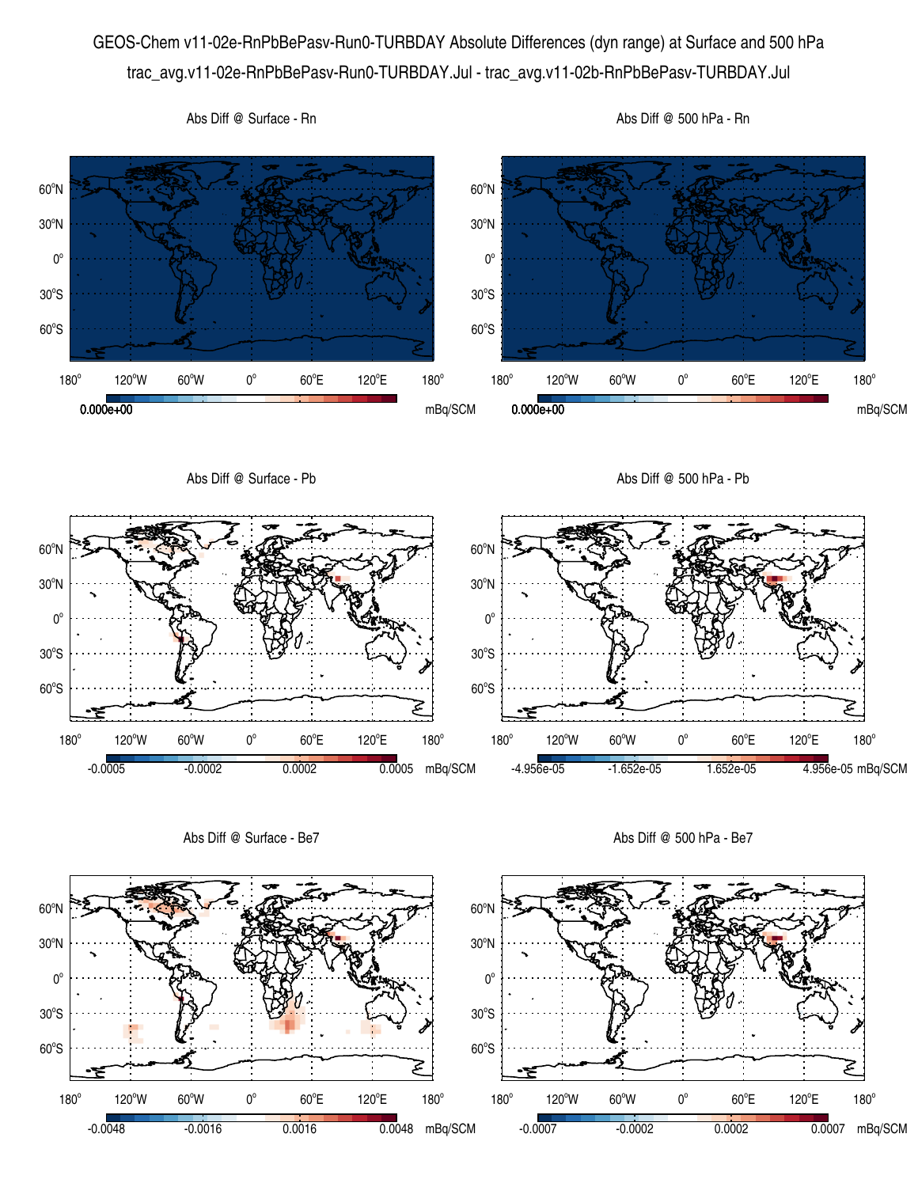GEOS-Chem v11-02e-RnPbBePasv-Run0-TURBDAY Absolute Differences (dyn range) at Surface and 500 hPa

trac_avg.v11-02e-RnPbBePasv-Run0-TURBDAY.Jul - trac_avg.v11-02b-RnPbBePasv-TURBDAY.Jul

Abs Diff @ Surface - Rn

0.000e+00 mBq/SCM

Abs Diff @ 500 hPa - Rn

0.000e+00 mBq/SCM

Abs Diff @ Surface - Pb

-0.0005 -0.0002 0.0002 0.0005 mBq/SCM

Abs Diff @ 500 hPa - Pb

-4.956e-05 -1.652e-05 1.652e-05 4.956e-05 mBq/SCM

Abs Diff @ Surface - Be7

-0.0048 -0.0016 0.0016 0.0048 mBq/SCM

Abs Diff @ 500 hPa - Be7

-0.0007 -0.0002 0.0002 0.0007 mBq/SCM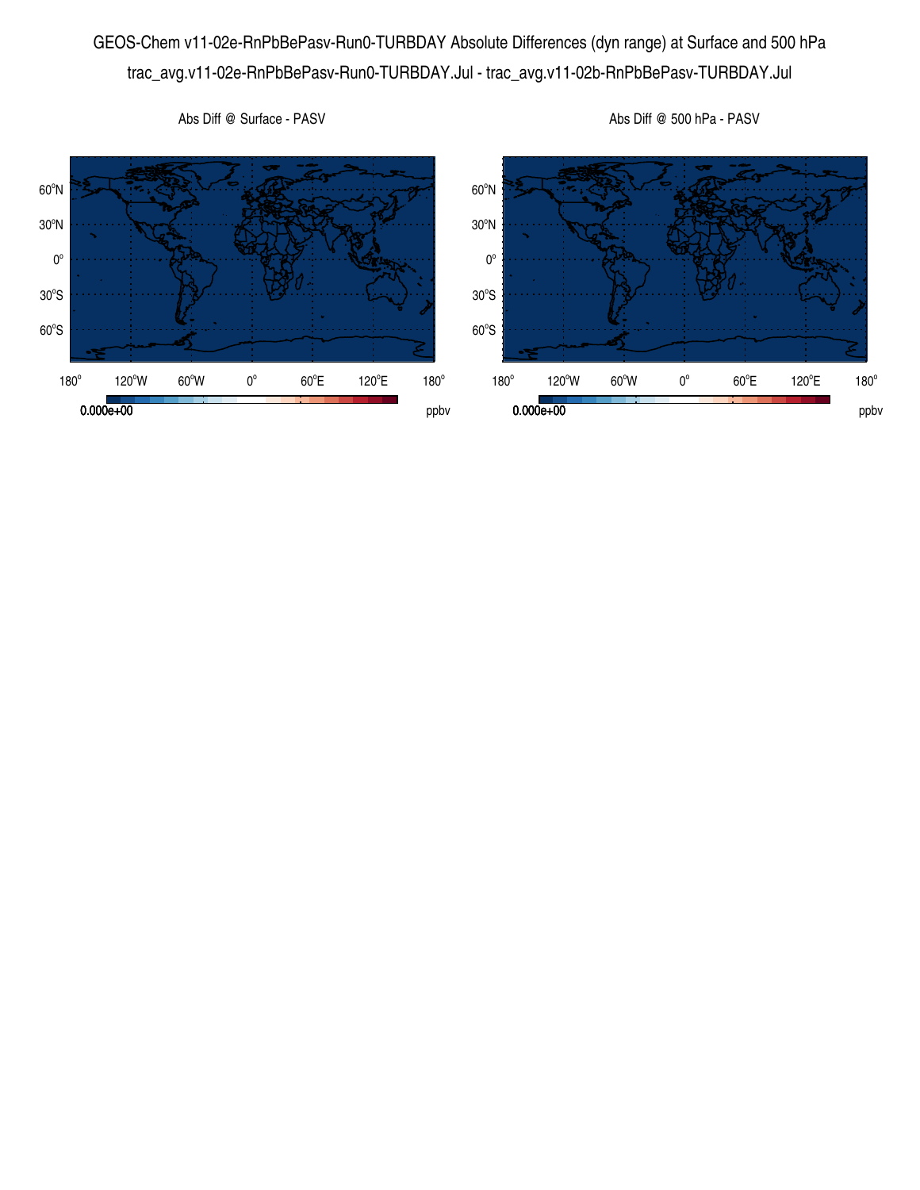GEOS-Chem v11-02e-RnPbBePasv-Run0-TURBDAY Absolute Differences (dyn range) at Surface and 500 hPa

trac_avg.v11-02e-RnPbBePasv-Run0-TURBDAY.Jul - trac_avg.v11-02b-RnPbBePasv-TURBDAY.Jul

Abs Diff @ Surface - PASV

60°N
30°N
0°
30°S
60°S

180° 120°W 60°W 0° 60°E 120°E 180°

0.000e+00

ppbv

Abs Diff @ 500 hPa - PASV

60°N
30°N
0°
30°S
60°S

180° 120°W 60°W 0° 60°E 120°E 180°

0.000e+00

ppbv